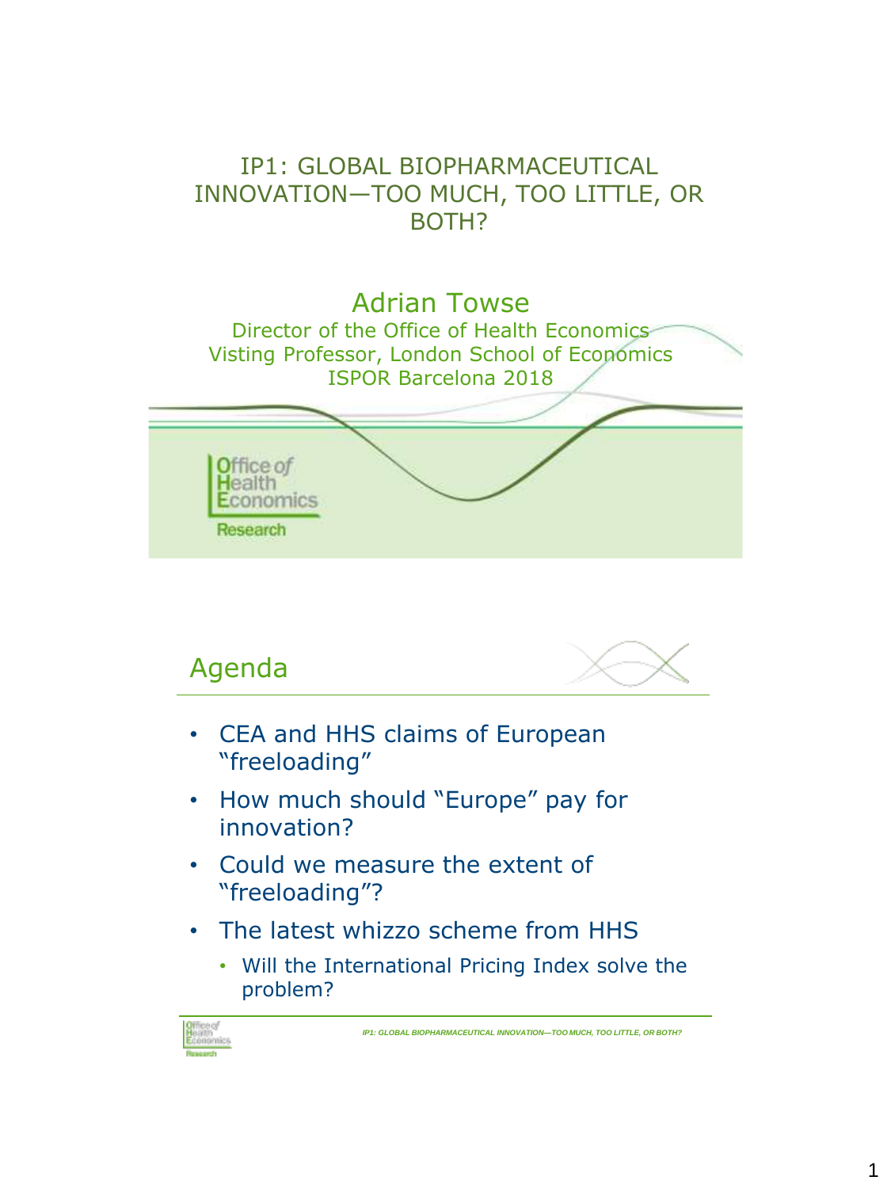# IP1: GLOBAL BIOPHARMACEUTICAL INNOVATION—TOO MUCH, TOO LITTLE, OR BOTH?

Adrian Towse

Director of the Office of Health Economics

Visting Professor, London School of Economics

ISPOR Barcelona 2018

Office of Health Economics

Research

## Agenda

- CEA and HHS claims of European "freeloading"
- How much should "Europe" pay for innovation?
- Could we measure the extent of "freeloading"?
- The latest whizzo scheme from HHS
  - Will the International Pricing Index solve the problem?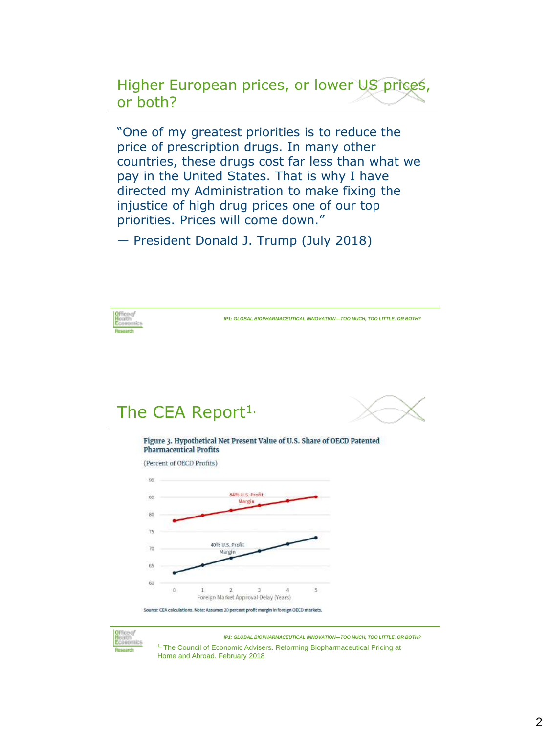## Higher European prices, or lower US prices, or both?

"One of my greatest priorities is to reduce the price of prescription drugs. In many other countries, these drugs cost far less than what we pay in the United States. That is why I have directed my Administration to make fixing the injustice of high drug prices one of our top priorities. Prices will come down."

— President Donald J. Trump (July 2018)

*IP1: GLOBAL BIOPHARMACEUTICAL INNOVATION—TOO MUCH, TOO LITTLE, OR BOTH?*

## The CEA Report[1]

**Figure 3. Hypothetical Net Present Value of U.S. Share of OECD Patented Pharmaceutical Profits**

(Percent of OECD Profits)

| Foreign Market Approval Delay (Years) | 84% U.S. Profit Margin | 40% U.S. Profit Margin |
|---|---|---|
| 0 | ~78 | ~63 |
| 1 | ~80 | ~65 |
| 2 | ~81 | ~67 |
| 3 | ~83 | ~69 |
| 4 | ~84 | ~71 |
| 5 | ~85 | ~73 |

Source: CEA calculations. Note: Assumes 20 percent profit margin in foreign OECD markets.

*IP1: GLOBAL BIOPHARMACEUTICAL INNOVATION—TOO MUCH, TOO LITTLE, OR BOTH?*

[1] The Council of Economic Advisers. Reforming Biopharmaceutical Pricing at Home and Abroad. February 2018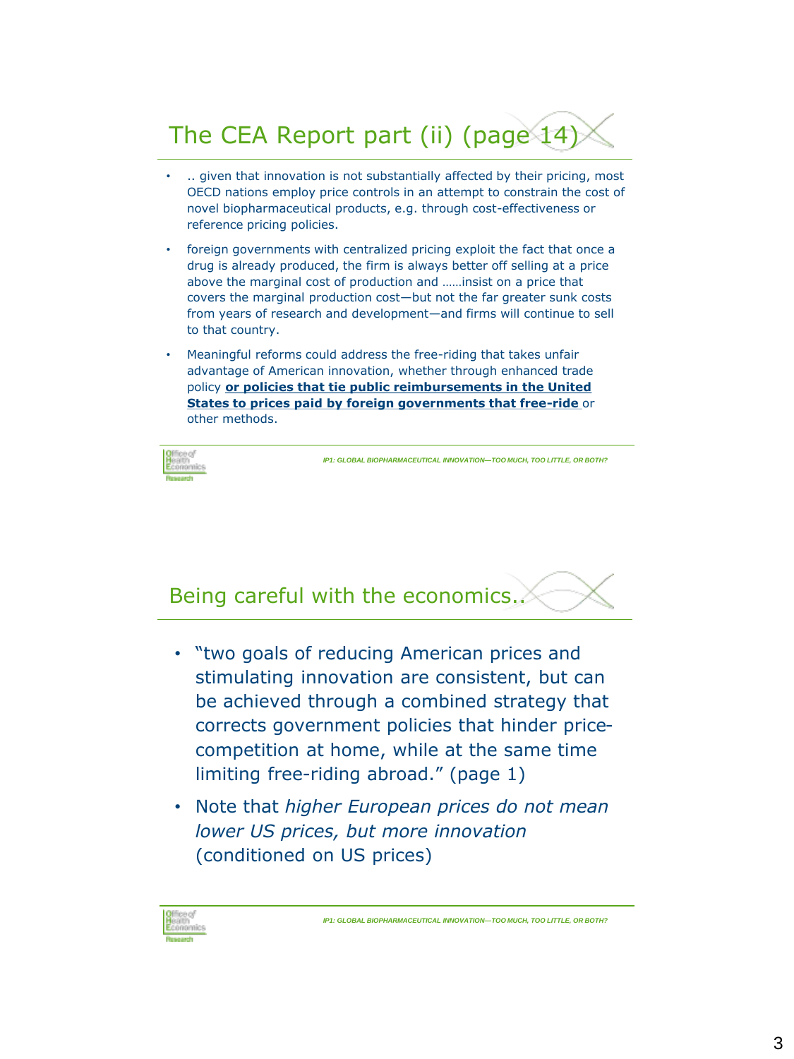## The CEA Report part (ii) (page 14)

- .. given that innovation is not substantially affected by their pricing, most OECD nations employ price controls in an attempt to constrain the cost of novel biopharmaceutical products, e.g. through cost-effectiveness or reference pricing policies.
- foreign governments with centralized pricing exploit the fact that once a drug is already produced, the firm is always better off selling at a price above the marginal cost of production and ……insist on a price that covers the marginal production cost—but not the far greater sunk costs from years of research and development—and firms will continue to sell to that country.
- Meaningful reforms could address the free-riding that takes unfair advantage of American innovation, whether through enhanced trade policy **or policies that tie public reimbursements in the United States to prices paid by foreign governments that free-ride** or other methods.

## Being careful with the economics..

- "two goals of reducing American prices and stimulating innovation are consistent, but can be achieved through a combined strategy that corrects government policies that hinder price-competition at home, while at the same time limiting free-riding abroad." (page 1)
- Note that *higher European prices do not mean lower US prices, but more innovation* (conditioned on US prices)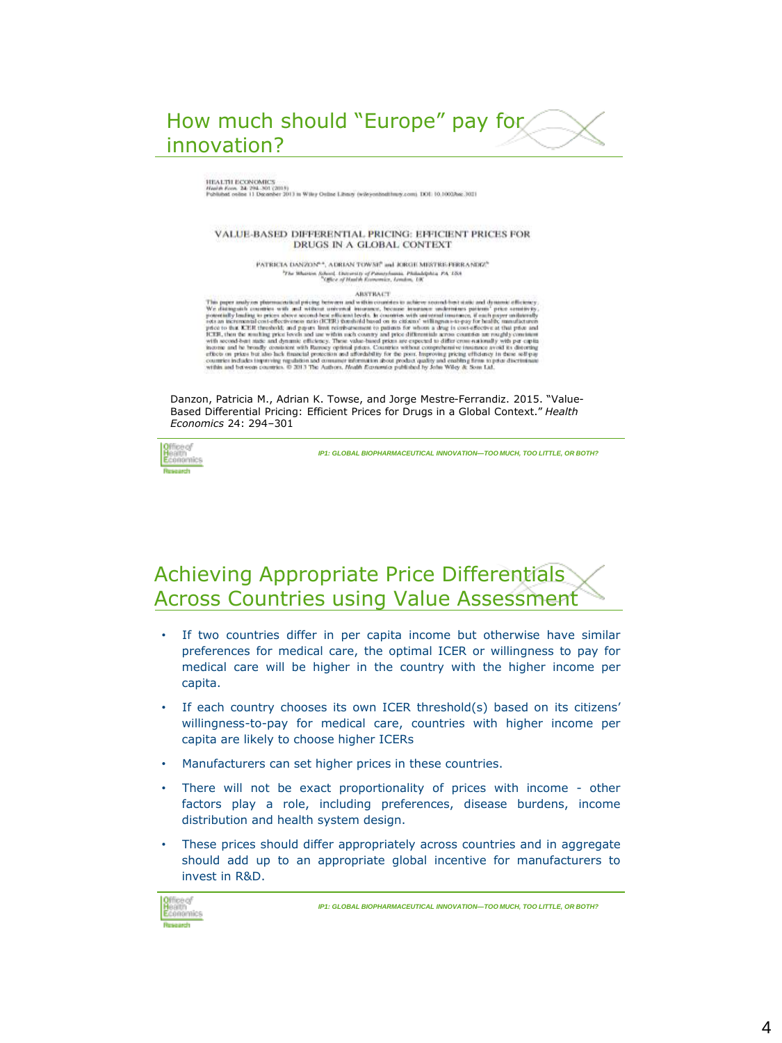# How much should "Europe" pay for innovation?

HEALTH ECONOMICS
*Health Econ.* 24: 294–301 (2015)
Published online 11 December 2013 in Wiley Online Library (wileyonlinelibrary.com). DOI: 10.1002/hec.3021

VALUE-BASED DIFFERENTIAL PRICING: EFFICIENT PRICES FOR DRUGS IN A GLOBAL CONTEXT

PATRICIA DANZON[a,*], ADRIAN TOWSE[b] and JORGE MESTRE-FERRANDIZ[b]

[a]The Wharton School, University of Pennsylvania, Philadelphia, PA, USA
[b]Office of Health Economics, London, UK

ABSTRACT

This paper analyzes pharmaceutical pricing between and within countries to achieve second-best static and dynamic efficiency. We distinguish countries with and without universal insurance, because insurance undermines patients' price sensitivity, potentially leading to prices above second-best efficient levels. In countries with universal insurance, if each payer unilaterally sets an incremental cost-effectiveness ratio (ICER) threshold based on its citizens' willingness-to-pay for health; manufacturers price to that ICER threshold; and payers limit reimbursement to patients for whom a drug is cost-effective at that price and ICER, then the resulting price levels and use within each country and price differentials across countries are roughly consistent with second-best static and dynamic efficiency. These value-based prices are expected to differ cross-nationally with per capita income and be broadly consistent with Ramsey optimal prices. Countries without comprehensive insurance avoid its distorting effects on prices but also lack financial protection and affordability for the poor. Improving pricing efficiency in these self-pay countries includes improving regulation and consumer information about product quality and enabling firms to price discriminate within and between countries. © 2013 The Authors. *Health Economics* published by John Wiley & Sons Ltd.

Danzon, Patricia M., Adrian K. Towse, and Jorge Mestre-Ferrandiz. 2015. "Value-Based Differential Pricing: Efficient Prices for Drugs in a Global Context." *Health Economics* 24: 294–301

# Achieving Appropriate Price Differentials Across Countries using Value Assessment

- If two countries differ in per capita income but otherwise have similar preferences for medical care, the optimal ICER or willingness to pay for medical care will be higher in the country with the higher income per capita.
- If each country chooses its own ICER threshold(s) based on its citizens' willingness-to-pay for medical care, countries with higher income per capita are likely to choose higher ICERs
- Manufacturers can set higher prices in these countries.
- There will not be exact proportionality of prices with income - other factors play a role, including preferences, disease burdens, income distribution and health system design.
- These prices should differ appropriately across countries and in aggregate should add up to an appropriate global incentive for manufacturers to invest in R&D.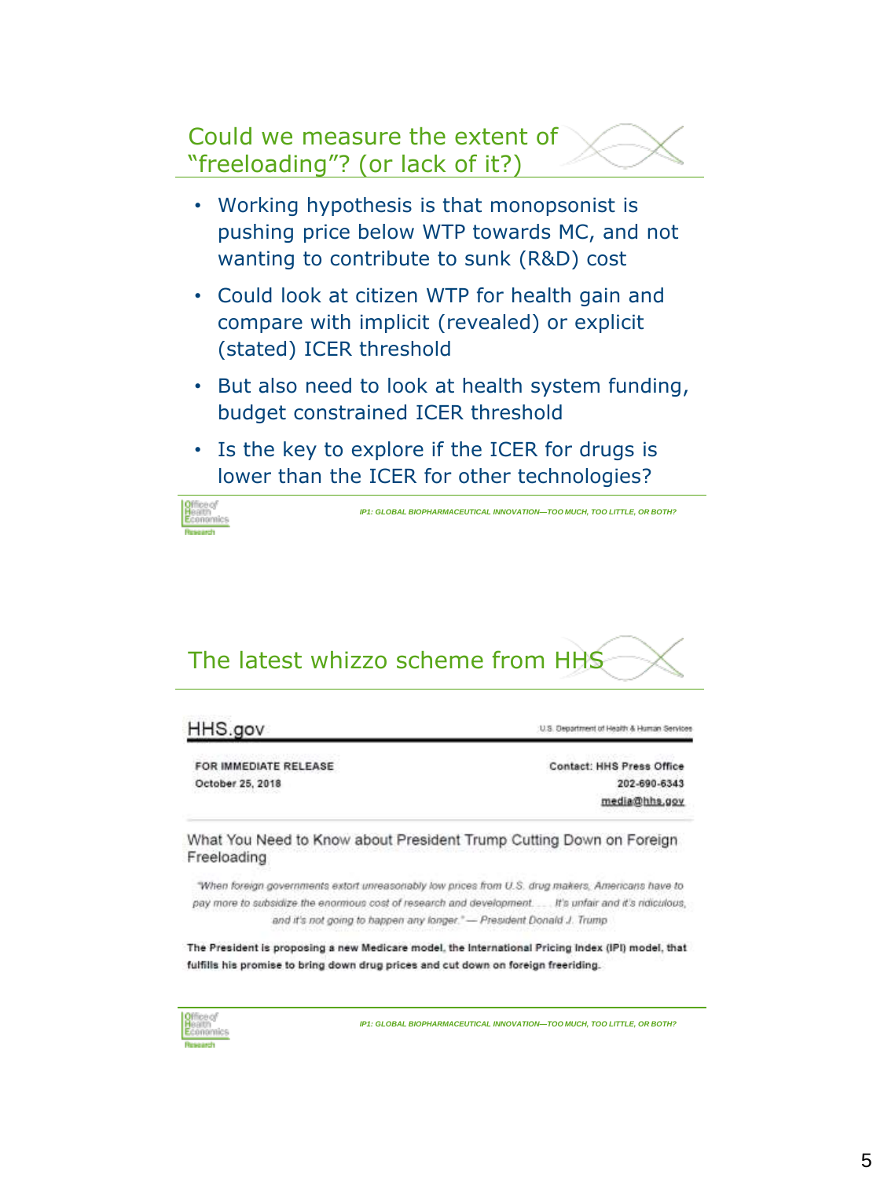## Could we measure the extent of "freeloading"? (or lack of it?)

- Working hypothesis is that monopsonist is pushing price below WTP towards MC, and not wanting to contribute to sunk (R&D) cost
- Could look at citizen WTP for health gain and compare with implicit (revealed) or explicit (stated) ICER threshold
- But also need to look at health system funding, budget constrained ICER threshold
- Is the key to explore if the ICER for drugs is lower than the ICER for other technologies?

## The latest whizzo scheme from HHS

HHS.gov — U.S. Department of Health & Human Services

**FOR IMMEDIATE RELEASE**
**October 25, 2018**

**Contact: HHS Press Office**
**202-690-6343**
**media@hhs.gov**

What You Need to Know about President Trump Cutting Down on Foreign Freeloading

*"When foreign governments extort unreasonably low prices from U.S. drug makers, Americans have to pay more to subsidize the enormous cost of research and development. . . . It's unfair and it's ridiculous, and it's not going to happen any longer." — President Donald J. Trump*

**The President is proposing a new Medicare model, the International Pricing Index (IPI) model, that fulfills his promise to bring down drug prices and cut down on foreign freeriding.**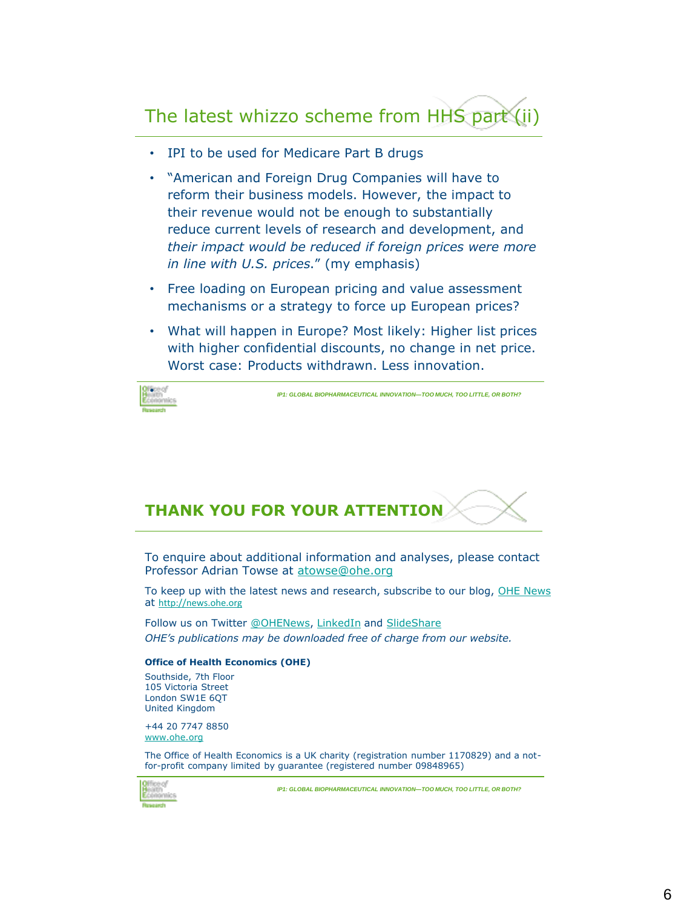## The latest whizzo scheme from HHS part (ii)

- IPI to be used for Medicare Part B drugs
- "American and Foreign Drug Companies will have to reform their business models. However, the impact to their revenue would not be enough to substantially reduce current levels of research and development, and *their impact would be reduced if foreign prices were more in line with U.S. prices*." (my emphasis)
- Free loading on European pricing and value assessment mechanisms or a strategy to force up European prices?
- What will happen in Europe? Most likely: Higher list prices with higher confidential discounts, no change in net price. Worst case: Products withdrawn. Less innovation.

## THANK YOU FOR YOUR ATTENTION

To enquire about additional information and analyses, please contact Professor Adrian Towse at atowse@ohe.org

To keep up with the latest news and research, subscribe to our blog, OHE News at http://news.ohe.org

Follow us on Twitter @OHENews, LinkedIn and SlideShare

*OHE's publications may be downloaded free of charge from our website.*

**Office of Health Economics (OHE)**

Southside, 7th Floor
105 Victoria Street
London SW1E 6QT
United Kingdom

+44 20 7747 8850
www.ohe.org

The Office of Health Economics is a UK charity (registration number 1170829) and a not-for-profit company limited by guarantee (registered number 09848965)